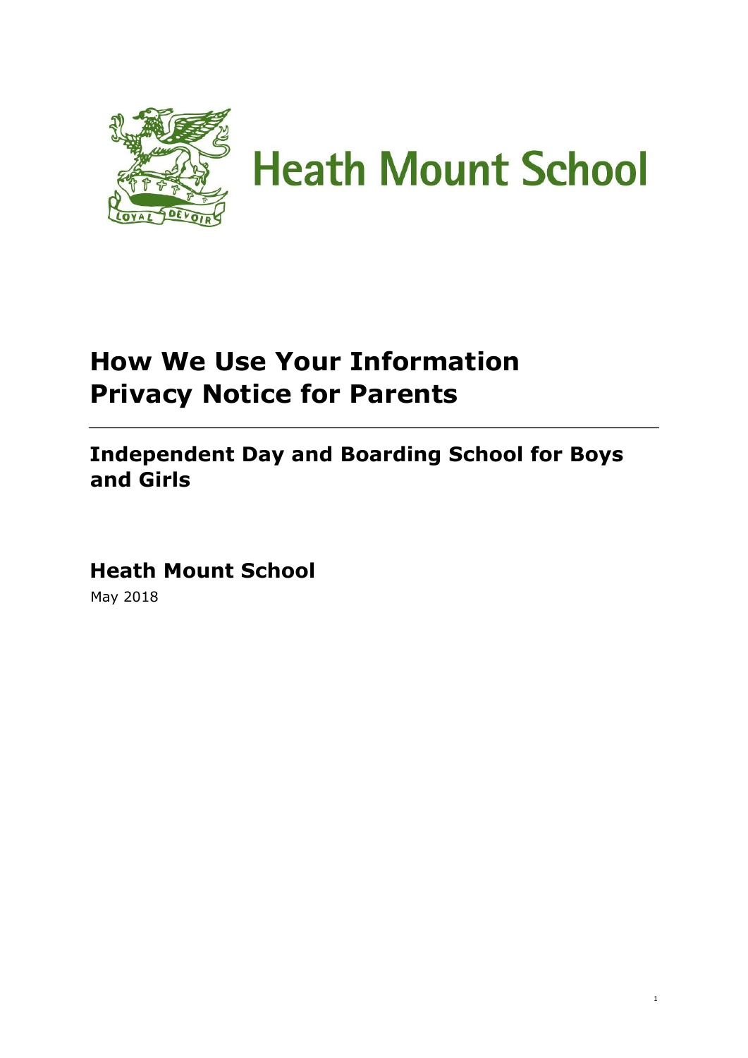# Heath Mount School

## How We Use Your Information
## Privacy Notice for Parents

### Independent Day and Boarding School for Boys and Girls

### Heath Mount School

May 2018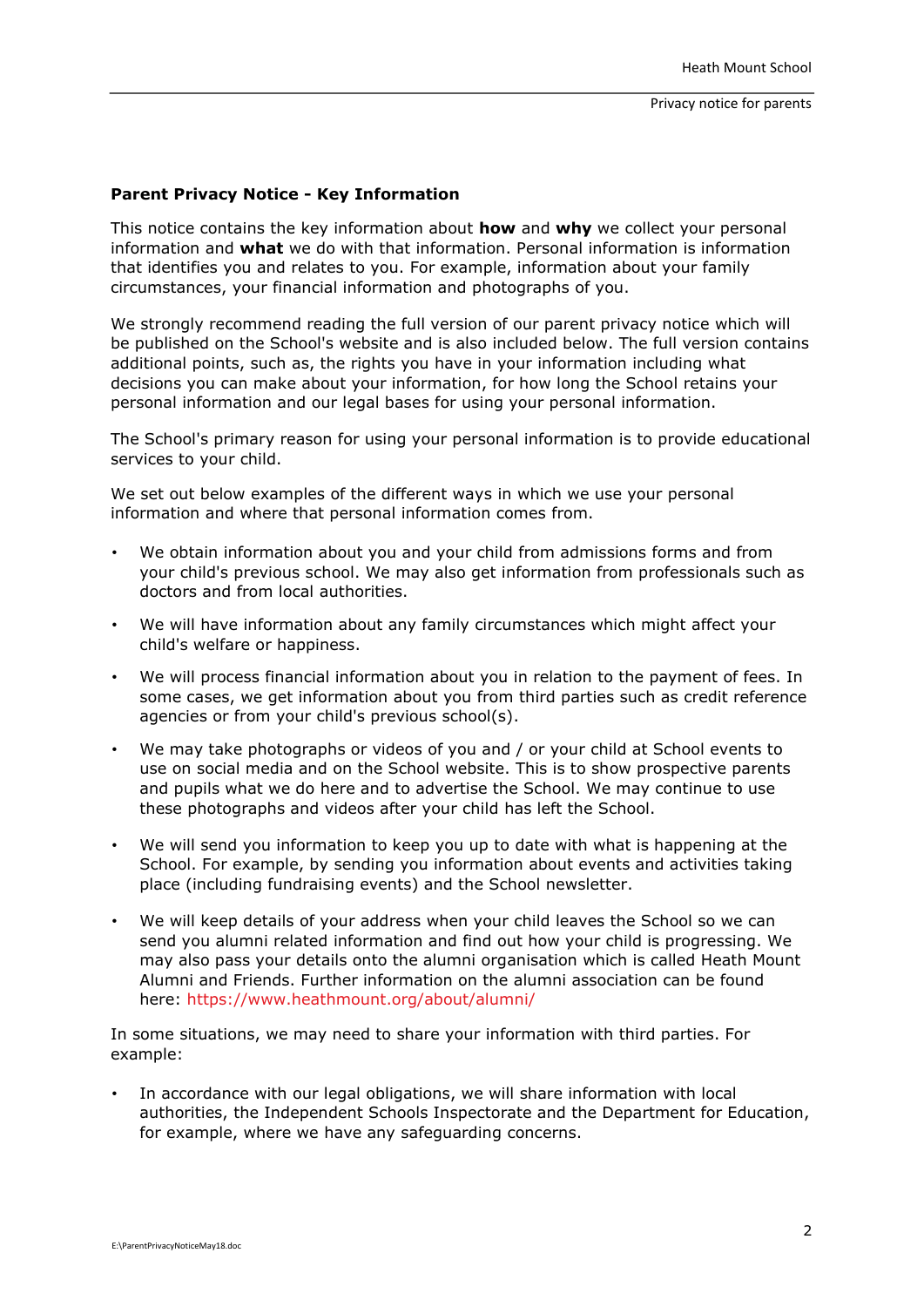**Parent Privacy Notice - Key Information**

This notice contains the key information about **how** and **why** we collect your personal information and **what** we do with that information. Personal information is information that identifies you and relates to you. For example, information about your family circumstances, your financial information and photographs of you.

We strongly recommend reading the full version of our parent privacy notice which will be published on the School's website and is also included below. The full version contains additional points, such as, the rights you have in your information including what decisions you can make about your information, for how long the School retains your personal information and our legal bases for using your personal information.

The School's primary reason for using your personal information is to provide educational services to your child.

We set out below examples of the different ways in which we use your personal information and where that personal information comes from.

- We obtain information about you and your child from admissions forms and from your child's previous school. We may also get information from professionals such as doctors and from local authorities.
- We will have information about any family circumstances which might affect your child's welfare or happiness.
- We will process financial information about you in relation to the payment of fees. In some cases, we get information about you from third parties such as credit reference agencies or from your child's previous school(s).
- We may take photographs or videos of you and / or your child at School events to use on social media and on the School website. This is to show prospective parents and pupils what we do here and to advertise the School. We may continue to use these photographs and videos after your child has left the School.
- We will send you information to keep you up to date with what is happening at the School. For example, by sending you information about events and activities taking place (including fundraising events) and the School newsletter.
- We will keep details of your address when your child leaves the School so we can send you alumni related information and find out how your child is progressing. We may also pass your details onto the alumni organisation which is called Heath Mount Alumni and Friends. Further information on the alumni association can be found here: https://www.heathmount.org/about/alumni/

In some situations, we may need to share your information with third parties. For example:

- In accordance with our legal obligations, we will share information with local authorities, the Independent Schools Inspectorate and the Department for Education, for example, where we have any safeguarding concerns.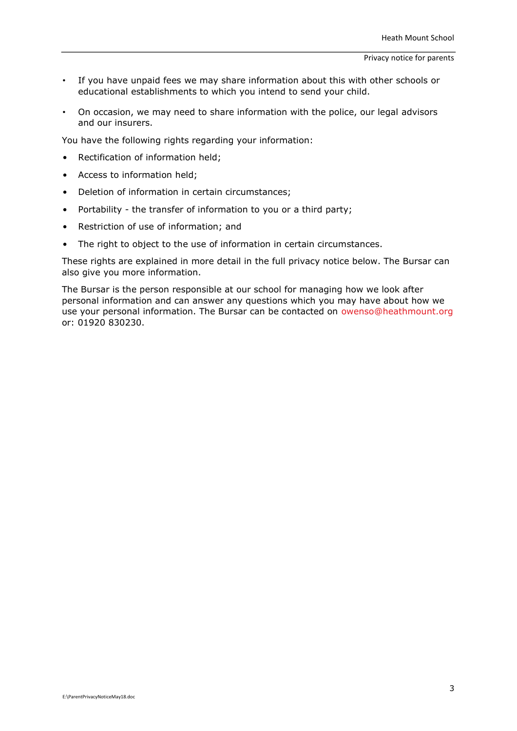- If you have unpaid fees we may share information about this with other schools or educational establishments to which you intend to send your child.
- On occasion, we may need to share information with the police, our legal advisors and our insurers.

You have the following rights regarding your information:

- Rectification of information held;
- Access to information held;
- Deletion of information in certain circumstances;
- Portability - the transfer of information to you or a third party;
- Restriction of use of information; and
- The right to object to the use of information in certain circumstances.

These rights are explained in more detail in the full privacy notice below. The Bursar can also give you more information.

The Bursar is the person responsible at our school for managing how we look after personal information and can answer any questions which you may have about how we use your personal information. The Bursar can be contacted on owenso@heathmount.org or: 01920 830230.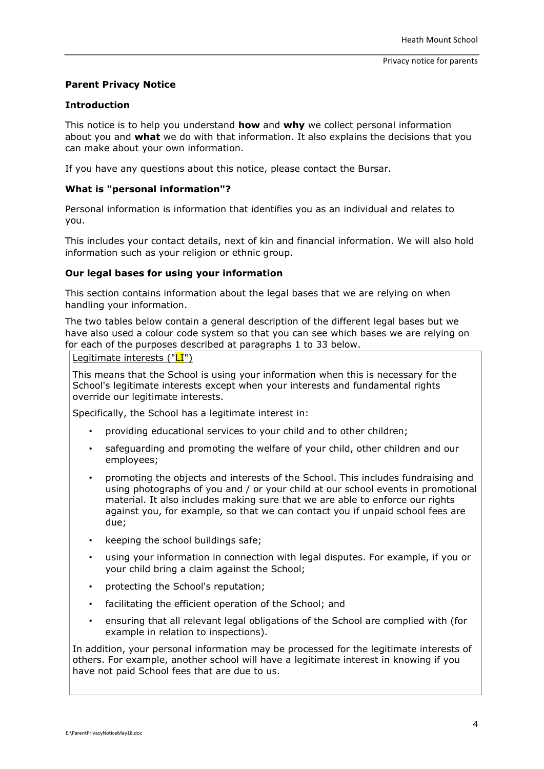**Parent Privacy Notice**

**Introduction**

This notice is to help you understand **how** and **why** we collect personal information about you and **what** we do with that information. It also explains the decisions that you can make about your own information.

If you have any questions about this notice, please contact the Bursar.

**What is "personal information"?**

Personal information is information that identifies you as an individual and relates to you.

This includes your contact details, next of kin and financial information. We will also hold information such as your religion or ethnic group.

**Our legal bases for using your information**

This section contains information about the legal bases that we are relying on when handling your information.

The two tables below contain a general description of the different legal bases but we have also used a colour code system so that you can see which bases we are relying on for each of the purposes described at paragraphs 1 to 33 below.

Legitimate interests ("LI")

This means that the School is using your information when this is necessary for the School's legitimate interests except when your interests and fundamental rights override our legitimate interests.

Specifically, the School has a legitimate interest in:

- providing educational services to your child and to other children;
- safeguarding and promoting the welfare of your child, other children and our employees;
- promoting the objects and interests of the School. This includes fundraising and using photographs of you and / or your child at our school events in promotional material. It also includes making sure that we are able to enforce our rights against you, for example, so that we can contact you if unpaid school fees are due;
- keeping the school buildings safe;
- using your information in connection with legal disputes. For example, if you or your child bring a claim against the School;
- protecting the School's reputation;
- facilitating the efficient operation of the School; and
- ensuring that all relevant legal obligations of the School are complied with (for example in relation to inspections).

In addition, your personal information may be processed for the legitimate interests of others. For example, another school will have a legitimate interest in knowing if you have not paid School fees that are due to us.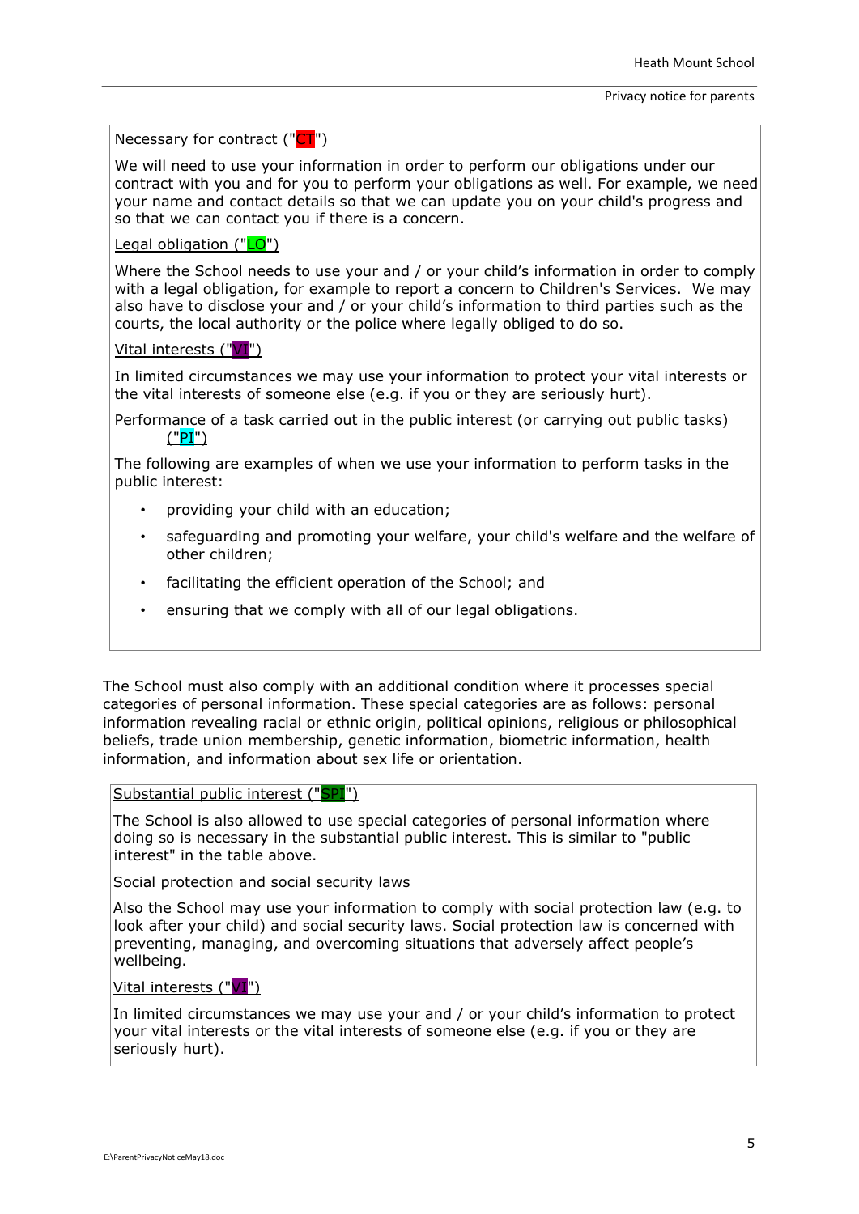Necessary for contract ("CT")

We will need to use your information in order to perform our obligations under our contract with you and for you to perform your obligations as well. For example, we need your name and contact details so that we can update you on your child's progress and so that we can contact you if there is a concern.

Legal obligation ("LO")

Where the School needs to use your and / or your child's information in order to comply with a legal obligation, for example to report a concern to Children's Services. We may also have to disclose your and / or your child's information to third parties such as the courts, the local authority or the police where legally obliged to do so.

Vital interests ("VI")

In limited circumstances we may use your information to protect your vital interests or the vital interests of someone else (e.g. if you or they are seriously hurt).

Performance of a task carried out in the public interest (or carrying out public tasks) ("PI")

The following are examples of when we use your information to perform tasks in the public interest:

- providing your child with an education;
- safeguarding and promoting your welfare, your child's welfare and the welfare of other children;
- facilitating the efficient operation of the School; and
- ensuring that we comply with all of our legal obligations.

The School must also comply with an additional condition where it processes special categories of personal information. These special categories are as follows: personal information revealing racial or ethnic origin, political opinions, religious or philosophical beliefs, trade union membership, genetic information, biometric information, health information, and information about sex life or orientation.

Substantial public interest ("SPI")

The School is also allowed to use special categories of personal information where doing so is necessary in the substantial public interest. This is similar to "public interest" in the table above.

Social protection and social security laws

Also the School may use your information to comply with social protection law (e.g. to look after your child) and social security laws. Social protection law is concerned with preventing, managing, and overcoming situations that adversely affect people's wellbeing.

Vital interests ("VI")

In limited circumstances we may use your and / or your child's information to protect your vital interests or the vital interests of someone else (e.g. if you or they are seriously hurt).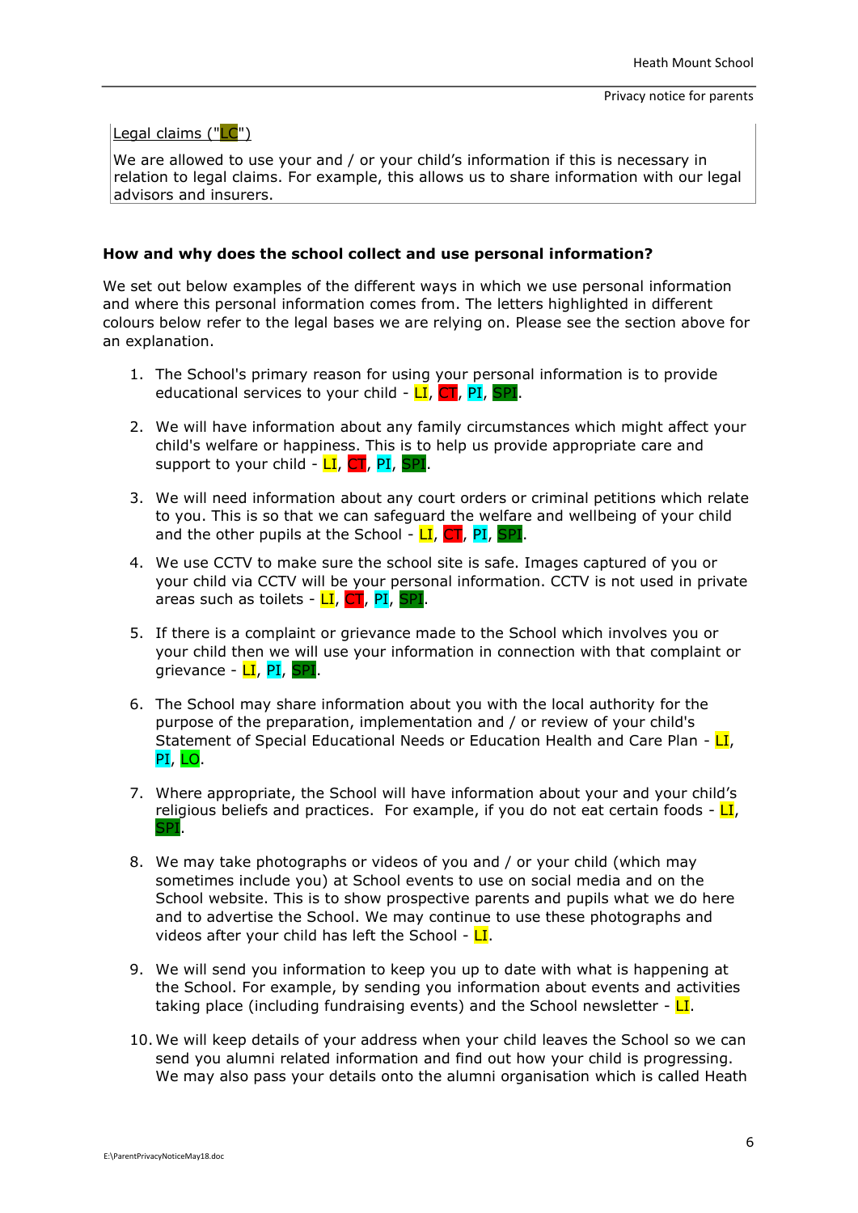Legal claims ("LC")

We are allowed to use your and / or your child's information if this is necessary in relation to legal claims. For example, this allows us to share information with our legal advisors and insurers.

**How and why does the school collect and use personal information?**

We set out below examples of the different ways in which we use personal information and where this personal information comes from. The letters highlighted in different colours below refer to the legal bases we are relying on. Please see the section above for an explanation.

1. The School's primary reason for using your personal information is to provide educational services to your child - LI, CT, PI, SPI.

2. We will have information about any family circumstances which might affect your child's welfare or happiness. This is to help us provide appropriate care and support to your child - LI, CT, PI, SPI.

3. We will need information about any court orders or criminal petitions which relate to you. This is so that we can safeguard the welfare and wellbeing of your child and the other pupils at the School - LI, CT, PI, SPI.

4. We use CCTV to make sure the school site is safe. Images captured of you or your child via CCTV will be your personal information. CCTV is not used in private areas such as toilets - LI, CT, PI, SPI.

5. If there is a complaint or grievance made to the School which involves you or your child then we will use your information in connection with that complaint or grievance - LI, PI, SPI.

6. The School may share information about you with the local authority for the purpose of the preparation, implementation and / or review of your child's Statement of Special Educational Needs or Education Health and Care Plan - LI, PI, LO.

7. Where appropriate, the School will have information about your and your child's religious beliefs and practices. For example, if you do not eat certain foods - LI, SPI.

8. We may take photographs or videos of you and / or your child (which may sometimes include you) at School events to use on social media and on the School website. This is to show prospective parents and pupils what we do here and to advertise the School. We may continue to use these photographs and videos after your child has left the School - LI.

9. We will send you information to keep you up to date with what is happening at the School. For example, by sending you information about events and activities taking place (including fundraising events) and the School newsletter - LI.

10. We will keep details of your address when your child leaves the School so we can send you alumni related information and find out how your child is progressing. We may also pass your details onto the alumni organisation which is called Heath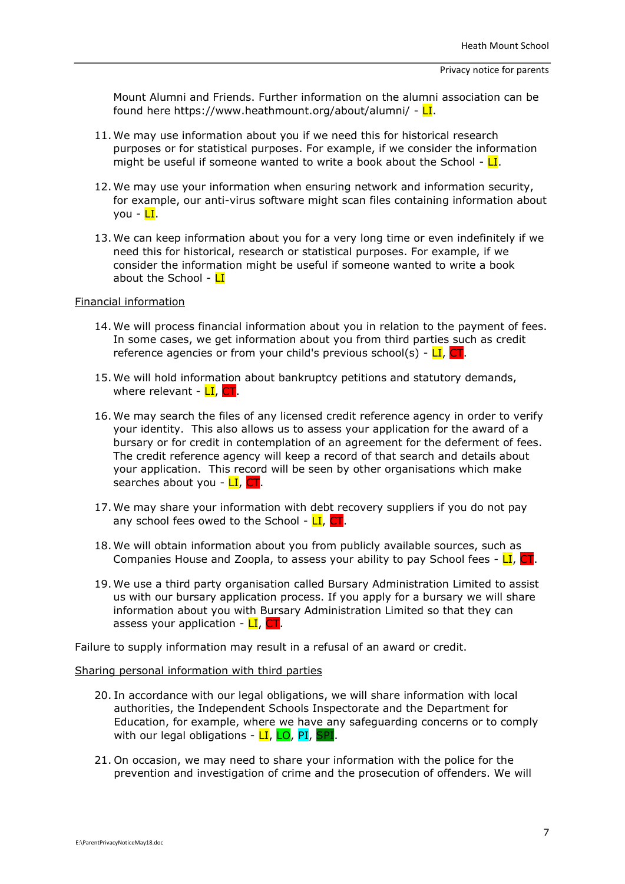Mount Alumni and Friends. Further information on the alumni association can be found here https://www.heathmount.org/about/alumni/ - LI.

11. We may use information about you if we need this for historical research purposes or for statistical purposes. For example, if we consider the information might be useful if someone wanted to write a book about the School - LI.

12. We may use your information when ensuring network and information security, for example, our anti-virus software might scan files containing information about you - LI.

13. We can keep information about you for a very long time or even indefinitely if we need this for historical, research or statistical purposes. For example, if we consider the information might be useful if someone wanted to write a book about the School - LI

Financial information

14. We will process financial information about you in relation to the payment of fees. In some cases, we get information about you from third parties such as credit reference agencies or from your child's previous school(s) - LI, CT.

15. We will hold information about bankruptcy petitions and statutory demands, where relevant - LI, CT.

16. We may search the files of any licensed credit reference agency in order to verify your identity. This also allows us to assess your application for the award of a bursary or for credit in contemplation of an agreement for the deferment of fees. The credit reference agency will keep a record of that search and details about your application. This record will be seen by other organisations which make searches about you - LI, CT.

17. We may share your information with debt recovery suppliers if you do not pay any school fees owed to the School - LI, CT.

18. We will obtain information about you from publicly available sources, such as Companies House and Zoopla, to assess your ability to pay School fees - LI, CT.

19. We use a third party organisation called Bursary Administration Limited to assist us with our bursary application process. If you apply for a bursary we will share information about you with Bursary Administration Limited so that they can assess your application - LI, CT.

Failure to supply information may result in a refusal of an award or credit.

Sharing personal information with third parties

20. In accordance with our legal obligations, we will share information with local authorities, the Independent Schools Inspectorate and the Department for Education, for example, where we have any safeguarding concerns or to comply with our legal obligations - LI, LO, PI, SPI.

21. On occasion, we may need to share your information with the police for the prevention and investigation of crime and the prosecution of offenders. We will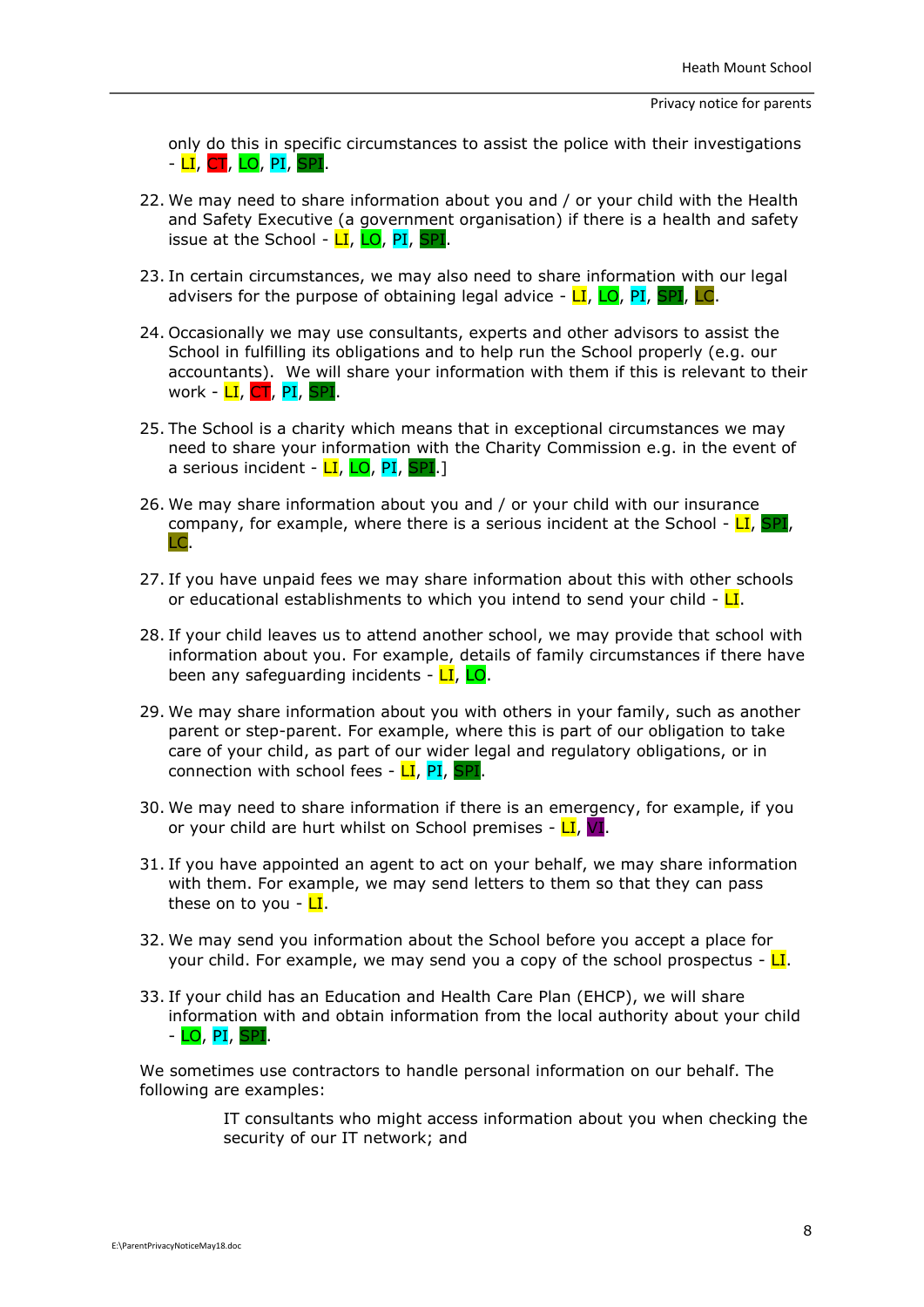only do this in specific circumstances to assist the police with their investigations - LI, CT, LO, PI, SPI.

22. We may need to share information about you and / or your child with the Health and Safety Executive (a government organisation) if there is a health and safety issue at the School - LI, LO, PI, SPI.

23. In certain circumstances, we may also need to share information with our legal advisers for the purpose of obtaining legal advice - LI, LO, PI, SPI, LC.

24. Occasionally we may use consultants, experts and other advisors to assist the School in fulfilling its obligations and to help run the School properly (e.g. our accountants). We will share your information with them if this is relevant to their work - LI, CT, PI, SPI.

25. The School is a charity which means that in exceptional circumstances we may need to share your information with the Charity Commission e.g. in the event of a serious incident - LI, LO, PI, SPI.]

26. We may share information about you and / or your child with our insurance company, for example, where there is a serious incident at the School - LI, SPI, LC.

27. If you have unpaid fees we may share information about this with other schools or educational establishments to which you intend to send your child - LI.

28. If your child leaves us to attend another school, we may provide that school with information about you. For example, details of family circumstances if there have been any safeguarding incidents - LI, LO.

29. We may share information about you with others in your family, such as another parent or step-parent. For example, where this is part of our obligation to take care of your child, as part of our wider legal and regulatory obligations, or in connection with school fees - LI, PI, SPI.

30. We may need to share information if there is an emergency, for example, if you or your child are hurt whilst on School premises - LI, VI.

31. If you have appointed an agent to act on your behalf, we may share information with them. For example, we may send letters to them so that they can pass these on to you - LI.

32. We may send you information about the School before you accept a place for your child. For example, we may send you a copy of the school prospectus - LI.

33. If your child has an Education and Health Care Plan (EHCP), we will share information with and obtain information from the local authority about your child - LO, PI, SPI.

We sometimes use contractors to handle personal information on our behalf. The following are examples:

IT consultants who might access information about you when checking the security of our IT network; and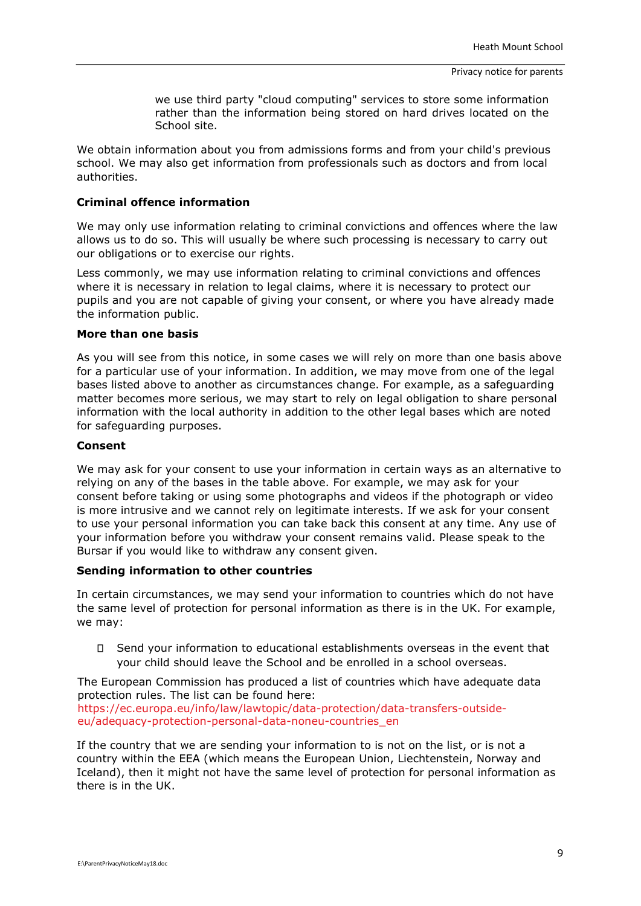we use third party "cloud computing" services to store some information rather than the information being stored on hard drives located on the School site.

We obtain information about you from admissions forms and from your child's previous school. We may also get information from professionals such as doctors and from local authorities.

**Criminal offence information**

We may only use information relating to criminal convictions and offences where the law allows us to do so. This will usually be where such processing is necessary to carry out our obligations or to exercise our rights.

Less commonly, we may use information relating to criminal convictions and offences where it is necessary in relation to legal claims, where it is necessary to protect our pupils and you are not capable of giving your consent, or where you have already made the information public.

**More than one basis**

As you will see from this notice, in some cases we will rely on more than one basis above for a particular use of your information. In addition, we may move from one of the legal bases listed above to another as circumstances change. For example, as a safeguarding matter becomes more serious, we may start to rely on legal obligation to share personal information with the local authority in addition to the other legal bases which are noted for safeguarding purposes.

**Consent**

We may ask for your consent to use your information in certain ways as an alternative to relying on any of the bases in the table above. For example, we may ask for your consent before taking or using some photographs and videos if the photograph or video is more intrusive and we cannot rely on legitimate interests. If we ask for your consent to use your personal information you can take back this consent at any time. Any use of your information before you withdraw your consent remains valid. Please speak to the Bursar if you would like to withdraw any consent given.

**Sending information to other countries**

In certain circumstances, we may send your information to countries which do not have the same level of protection for personal information as there is in the UK. For example, we may:

- Send your information to educational establishments overseas in the event that your child should leave the School and be enrolled in a school overseas.

The European Commission has produced a list of countries which have adequate data protection rules. The list can be found here: https://ec.europa.eu/info/law/lawtopic/data-protection/data-transfers-outside-eu/adequacy-protection-personal-data-noneu-countries_en

If the country that we are sending your information to is not on the list, or is not a country within the EEA (which means the European Union, Liechtenstein, Norway and Iceland), then it might not have the same level of protection for personal information as there is in the UK.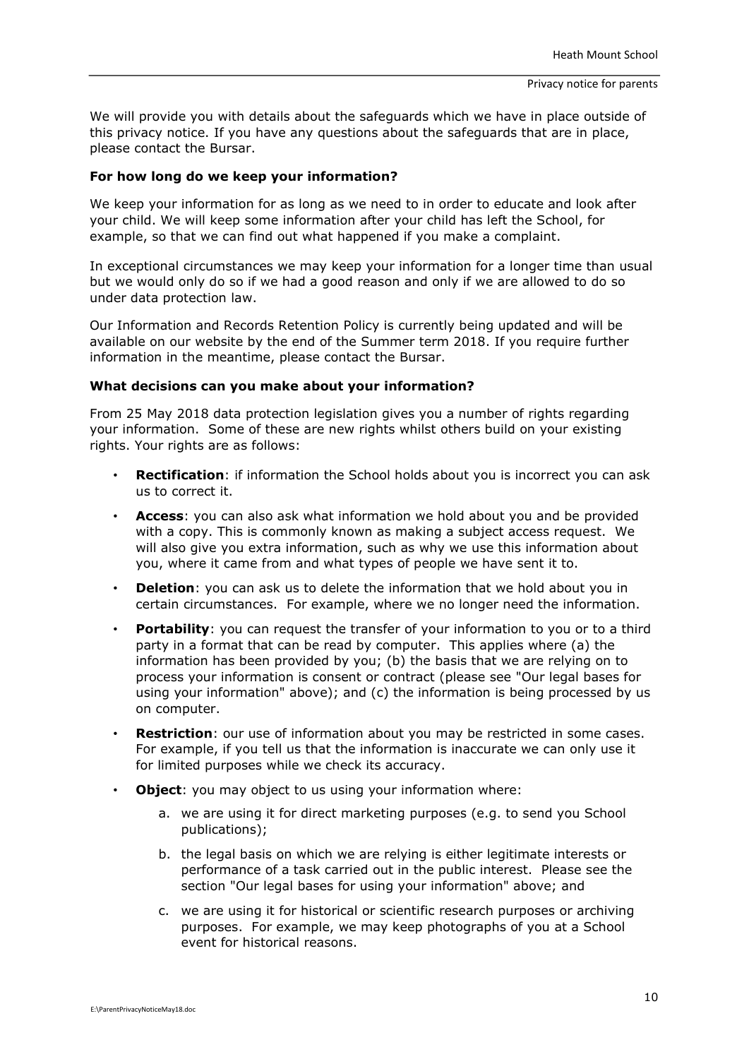We will provide you with details about the safeguards which we have in place outside of this privacy notice. If you have any questions about the safeguards that are in place, please contact the Bursar.

**For how long do we keep your information?**

We keep your information for as long as we need to in order to educate and look after your child. We will keep some information after your child has left the School, for example, so that we can find out what happened if you make a complaint.

In exceptional circumstances we may keep your information for a longer time than usual but we would only do so if we had a good reason and only if we are allowed to do so under data protection law.

Our Information and Records Retention Policy is currently being updated and will be available on our website by the end of the Summer term 2018. If you require further information in the meantime, please contact the Bursar.

**What decisions can you make about your information?**

From 25 May 2018 data protection legislation gives you a number of rights regarding your information. Some of these are new rights whilst others build on your existing rights. Your rights are as follows:

- **Rectification**: if information the School holds about you is incorrect you can ask us to correct it.
- **Access**: you can also ask what information we hold about you and be provided with a copy. This is commonly known as making a subject access request. We will also give you extra information, such as why we use this information about you, where it came from and what types of people we have sent it to.
- **Deletion**: you can ask us to delete the information that we hold about you in certain circumstances. For example, where we no longer need the information.
- **Portability**: you can request the transfer of your information to you or to a third party in a format that can be read by computer. This applies where (a) the information has been provided by you; (b) the basis that we are relying on to process your information is consent or contract (please see "Our legal bases for using your information" above); and (c) the information is being processed by us on computer.
- **Restriction**: our use of information about you may be restricted in some cases. For example, if you tell us that the information is inaccurate we can only use it for limited purposes while we check its accuracy.
- **Object**: you may object to us using your information where:
    a. we are using it for direct marketing purposes (e.g. to send you School publications);
    b. the legal basis on which we are relying is either legitimate interests or performance of a task carried out in the public interest. Please see the section "Our legal bases for using your information" above; and
    c. we are using it for historical or scientific research purposes or archiving purposes. For example, we may keep photographs of you at a School event for historical reasons.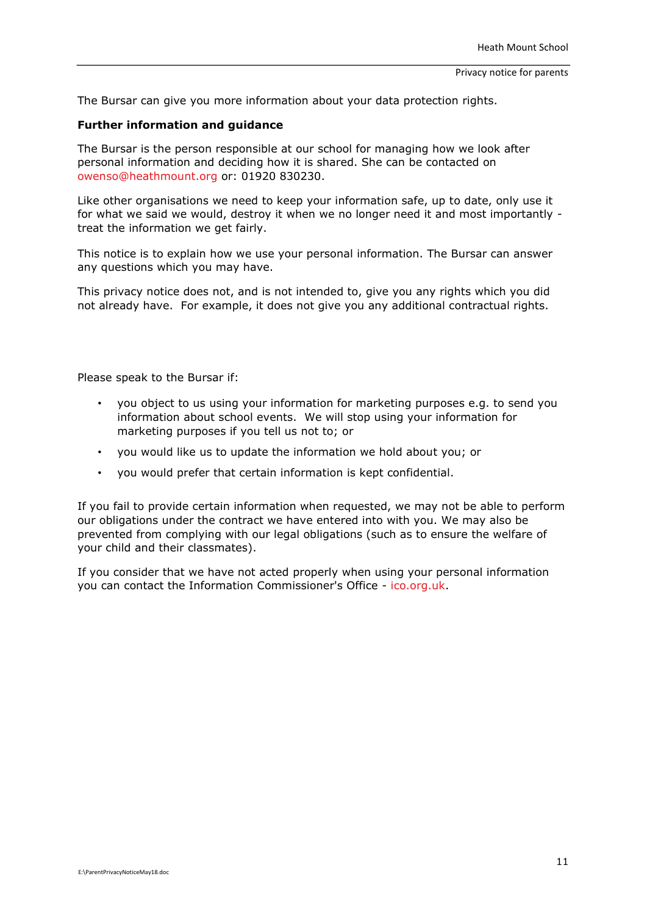The Bursar can give you more information about your data protection rights.

**Further information and guidance**

The Bursar is the person responsible at our school for managing how we look after personal information and deciding how it is shared. She can be contacted on owenso@heathmount.org or: 01920 830230.

Like other organisations we need to keep your information safe, up to date, only use it for what we said we would, destroy it when we no longer need it and most importantly - treat the information we get fairly.

This notice is to explain how we use your personal information. The Bursar can answer any questions which you may have.

This privacy notice does not, and is not intended to, give you any rights which you did not already have. For example, it does not give you any additional contractual rights.

Please speak to the Bursar if:

- you object to us using your information for marketing purposes e.g. to send you information about school events. We will stop using your information for marketing purposes if you tell us not to; or
- you would like us to update the information we hold about you; or
- you would prefer that certain information is kept confidential.

If you fail to provide certain information when requested, we may not be able to perform our obligations under the contract we have entered into with you. We may also be prevented from complying with our legal obligations (such as to ensure the welfare of your child and their classmates).

If you consider that we have not acted properly when using your personal information you can contact the Information Commissioner's Office - ico.org.uk.